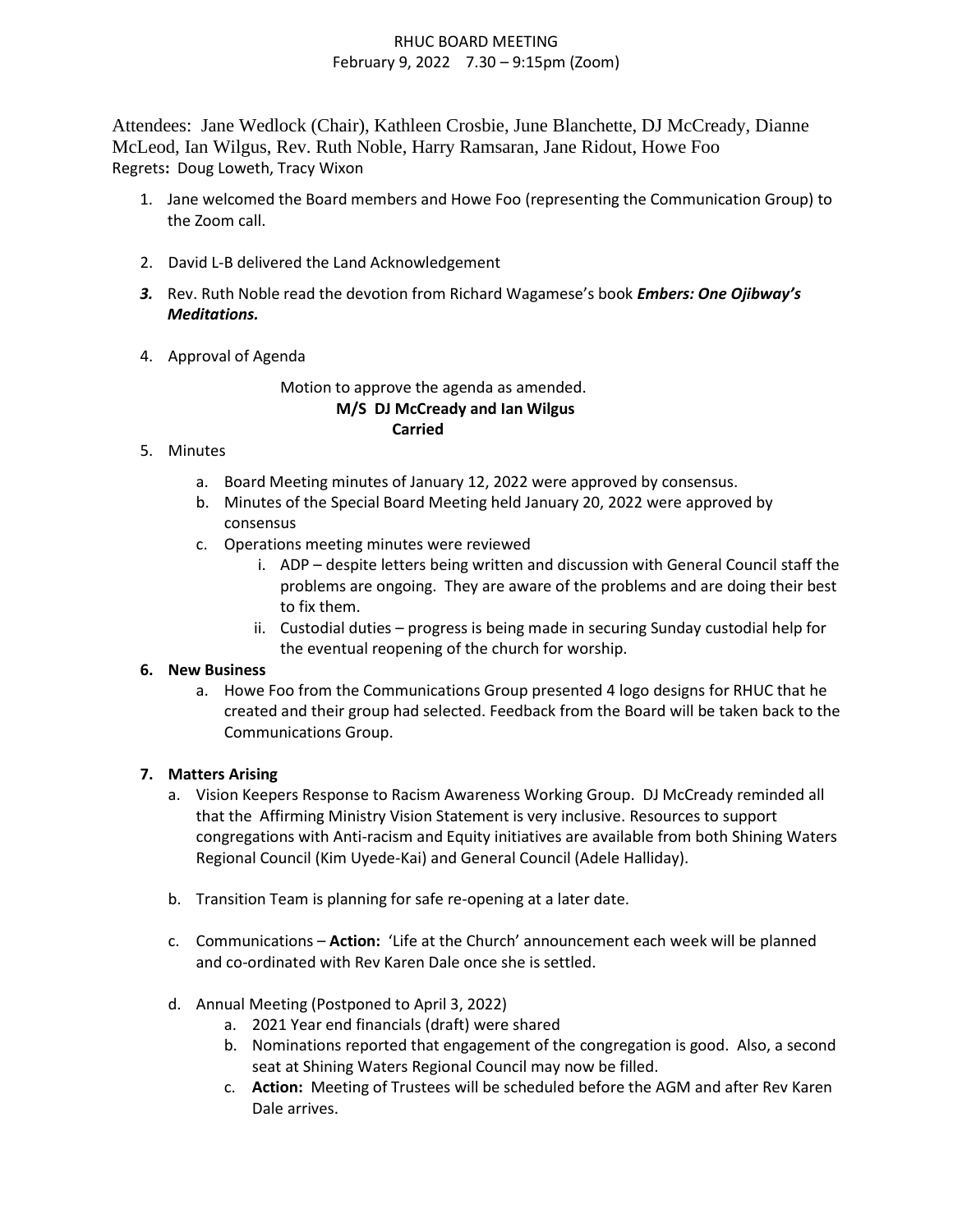RHUC BOARD MEETING
February 9, 2022 7.30 – 9:15pm (Zoom)

Attendees: Jane Wedlock (Chair), Kathleen Crosbie, June Blanchette, DJ McCready, Dianne McLeod, Ian Wilgus, Rev. Ruth Noble, Harry Ramsaran, Jane Ridout, Howe Foo
Regrets**:** Doug Loweth, Tracy Wixon

1. Jane welcomed the Board members and Howe Foo (representing the Communication Group) to the Zoom call.

2. David L-B delivered the Land Acknowledgement

3. Rev. Ruth Noble read the devotion from Richard Wagamese's book ***Embers: One Ojibway's Meditations.***

4. Approval of Agenda

   Motion to approve the agenda as amended.
   **M/S DJ McCready and Ian Wilgus**
   **Carried**

5. Minutes
   a. Board Meeting minutes of January 12, 2022 were approved by consensus.
   b. Minutes of the Special Board Meeting held January 20, 2022 were approved by consensus
   c. Operations meeting minutes were reviewed
      i. ADP – despite letters being written and discussion with General Council staff the problems are ongoing. They are aware of the problems and are doing their best to fix them.
      ii. Custodial duties – progress is being made in securing Sunday custodial help for the eventual reopening of the church for worship.

6. **New Business**
   a. Howe Foo from the Communications Group presented 4 logo designs for RHUC that he created and their group had selected. Feedback from the Board will be taken back to the Communications Group.

7. **Matters Arising**
   a. Vision Keepers Response to Racism Awareness Working Group. DJ McCready reminded all that the Affirming Ministry Vision Statement is very inclusive. Resources to support congregations with Anti-racism and Equity initiatives are available from both Shining Waters Regional Council (Kim Uyede-Kai) and General Council (Adele Halliday).

   b. Transition Team is planning for safe re-opening at a later date.

   c. Communications – **Action:** 'Life at the Church' announcement each week will be planned and co-ordinated with Rev Karen Dale once she is settled.

   d. Annual Meeting (Postponed to April 3, 2022)
      a. 2021 Year end financials (draft) were shared
      b. Nominations reported that engagement of the congregation is good. Also, a second seat at Shining Waters Regional Council may now be filled.
      c. **Action:** Meeting of Trustees will be scheduled before the AGM and after Rev Karen Dale arrives.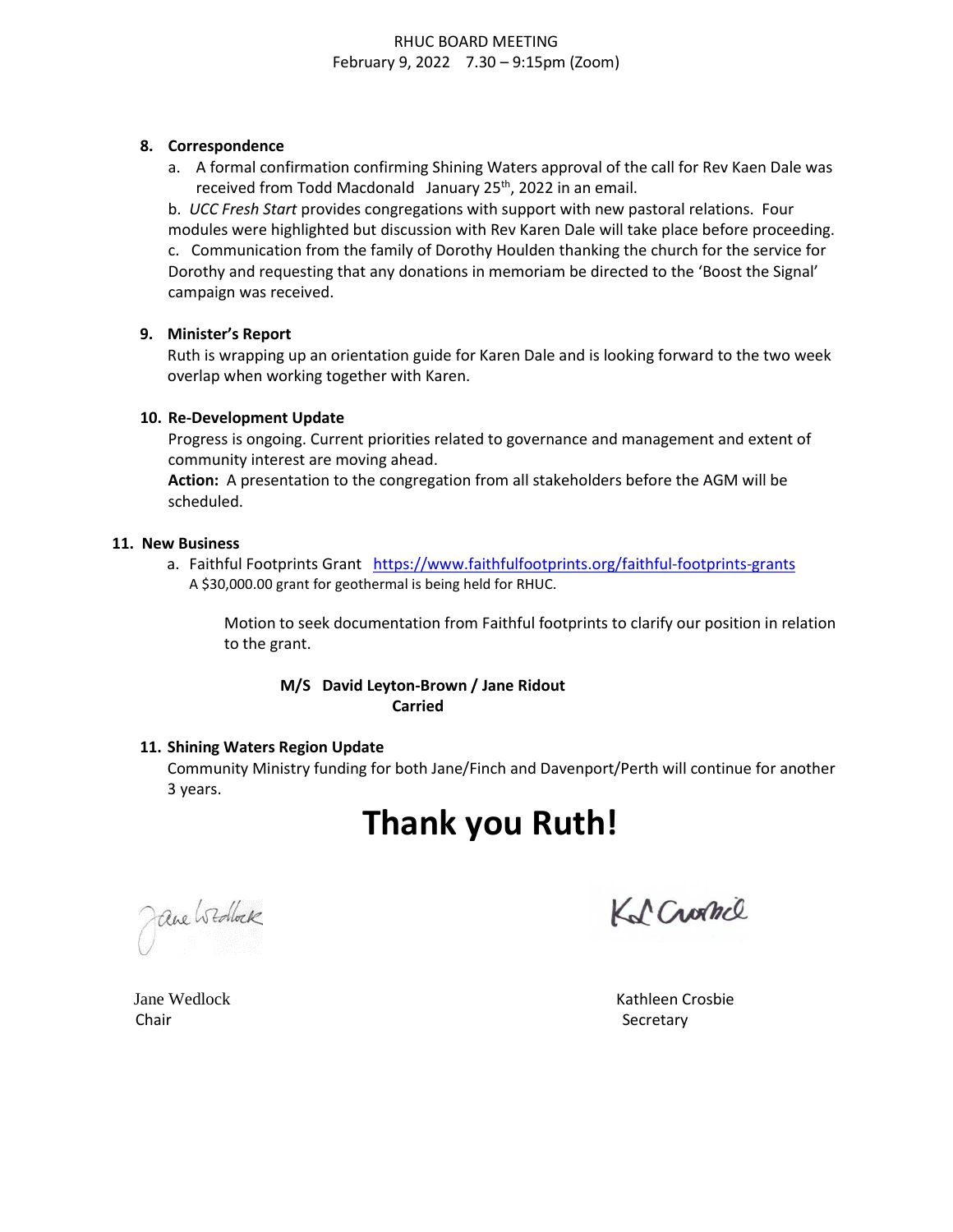RHUC BOARD MEETING
February 9, 2022 7.30 – 9:15pm (Zoom)

8. **Correspondence**
   a. A formal confirmation confirming Shining Waters approval of the call for Rev Kaen Dale was received from Todd Macdonald January 25th, 2022 in an email.
   b. *UCC Fresh Start* provides congregations with support with new pastoral relations. Four modules were highlighted but discussion with Rev Karen Dale will take place before proceeding.
   c. Communication from the family of Dorothy Houlden thanking the church for the service for Dorothy and requesting that any donations in memoriam be directed to the 'Boost the Signal' campaign was received.

9. **Minister's Report**
   Ruth is wrapping up an orientation guide for Karen Dale and is looking forward to the two week overlap when working together with Karen.

10. **Re-Development Update**
    Progress is ongoing. Current priorities related to governance and management and extent of community interest are moving ahead.
    **Action:** A presentation to the congregation from all stakeholders before the AGM will be scheduled.

11. **New Business**
    a. Faithful Footprints Grant https://www.faithfulfootprints.org/faithful-footprints-grants
    A $30,000.00 grant for geothermal is being held for RHUC.

    Motion to seek documentation from Faithful footprints to clarify our position in relation to the grant.

    **M/S David Leyton-Brown / Jane Ridout**
    **Carried**

11. **Shining Waters Region Update**
    Community Ministry funding for both Jane/Finch and Davenport/Perth will continue for another 3 years.

# Thank you Ruth!

Jane Wedlock
Chair

Kathleen Crosbie
Secretary